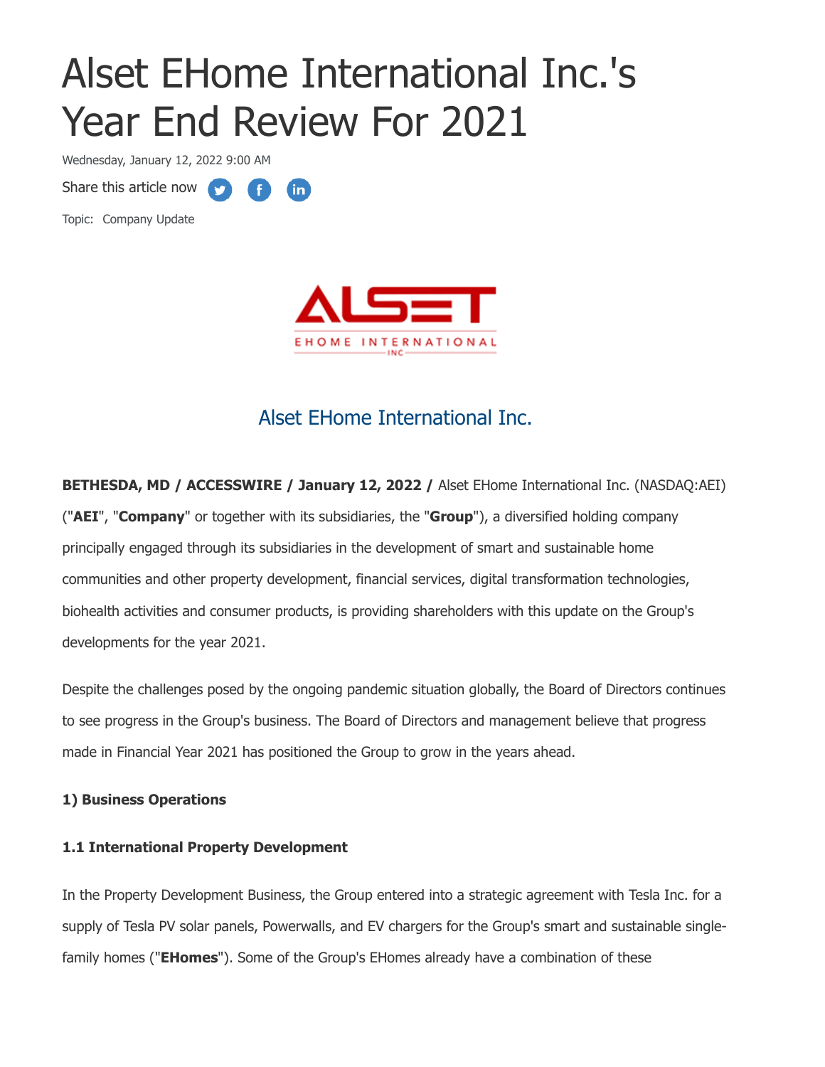# Alset EHome International Inc.'s Year End Review For 2021

Wednesday, January 12, 2022 9:00 AM

Share this article now

Topic: Company Update

## Alset EHome International Inc.

**BETHESDA, MD / ACCESSWIRE / January 12, 2022 /** Alset EHome International Inc. (NASDAQ:AEI) ("**AEI**", "**Company**" or together with its subsidiaries, the "**Group**"), a diversified holding company principally engaged through its subsidiaries in the development of smart and sustainable home communities and other property development, financial services, digital transformation technologies, biohealth activities and consumer products, is providing shareholders with this update on the Group's developments for the year 2021.

Despite the challenges posed by the ongoing pandemic situation globally, the Board of Directors continues to see progress in the Group's business. The Board of Directors and management believe that progress made in Financial Year 2021 has positioned the Group to grow in the years ahead.

**1) Business Operations**

**1.1 International Property Development**

In the Property Development Business, the Group entered into a strategic agreement with Tesla Inc. for a supply of Tesla PV solar panels, Powerwalls, and EV chargers for the Group's smart and sustainable single-family homes ("**EHomes**"). Some of the Group's EHomes already have a combination of these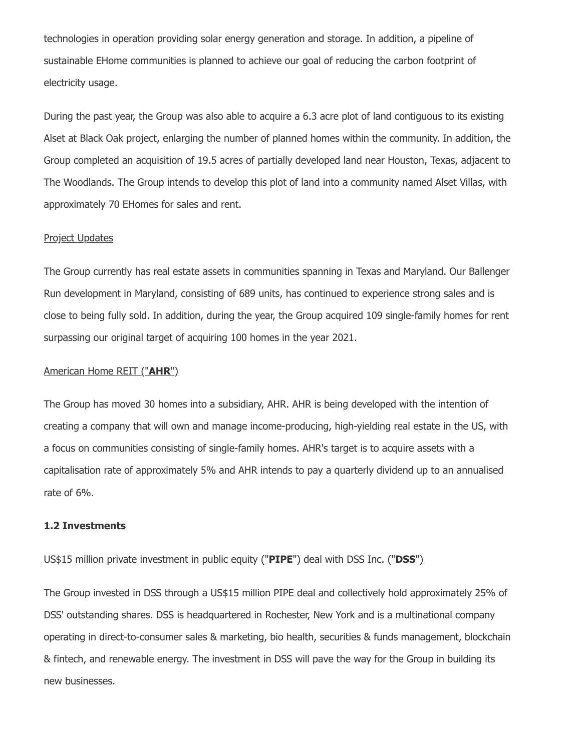technologies in operation providing solar energy generation and storage. In addition, a pipeline of sustainable EHome communities is planned to achieve our goal of reducing the carbon footprint of electricity usage.

During the past year, the Group was also able to acquire a 6.3 acre plot of land contiguous to its existing Alset at Black Oak project, enlarging the number of planned homes within the community. In addition, the Group completed an acquisition of 19.5 acres of partially developed land near Houston, Texas, adjacent to The Woodlands. The Group intends to develop this plot of land into a community named Alset Villas, with approximately 70 EHomes for sales and rent.

Project Updates

The Group currently has real estate assets in communities spanning in Texas and Maryland. Our Ballenger Run development in Maryland, consisting of 689 units, has continued to experience strong sales and is close to being fully sold. In addition, during the year, the Group acquired 109 single-family homes for rent surpassing our original target of acquiring 100 homes in the year 2021.

American Home REIT ("**AHR**")

The Group has moved 30 homes into a subsidiary, AHR. AHR is being developed with the intention of creating a company that will own and manage income-producing, high-yielding real estate in the US, with a focus on communities consisting of single-family homes. AHR's target is to acquire assets with a capitalisation rate of approximately 5% and AHR intends to pay a quarterly dividend up to an annualised rate of 6%.

### 1.2 Investments

US$15 million private investment in public equity ("**PIPE**") deal with DSS Inc. ("**DSS**")

The Group invested in DSS through a US$15 million PIPE deal and collectively hold approximately 25% of DSS' outstanding shares. DSS is headquartered in Rochester, New York and is a multinational company operating in direct-to-consumer sales & marketing, bio health, securities & funds management, blockchain & fintech, and renewable energy. The investment in DSS will pave the way for the Group in building its new businesses.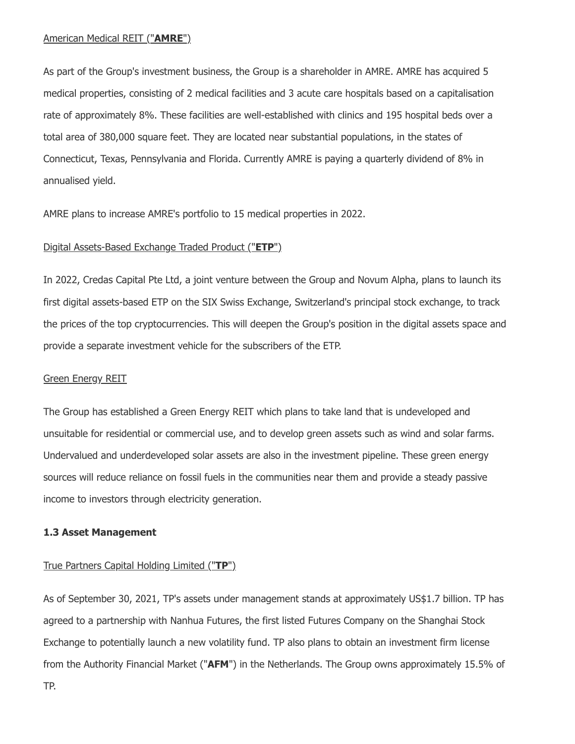American Medical REIT ("**AMRE**")

As part of the Group's investment business, the Group is a shareholder in AMRE. AMRE has acquired 5 medical properties, consisting of 2 medical facilities and 3 acute care hospitals based on a capitalisation rate of approximately 8%. These facilities are well-established with clinics and 195 hospital beds over a total area of 380,000 square feet. They are located near substantial populations, in the states of Connecticut, Texas, Pennsylvania and Florida. Currently AMRE is paying a quarterly dividend of 8% in annualised yield.

AMRE plans to increase AMRE's portfolio to 15 medical properties in 2022.

Digital Assets-Based Exchange Traded Product ("**ETP**")

In 2022, Credas Capital Pte Ltd, a joint venture between the Group and Novum Alpha, plans to launch its first digital assets-based ETP on the SIX Swiss Exchange, Switzerland's principal stock exchange, to track the prices of the top cryptocurrencies. This will deepen the Group's position in the digital assets space and provide a separate investment vehicle for the subscribers of the ETP.

Green Energy REIT

The Group has established a Green Energy REIT which plans to take land that is undeveloped and unsuitable for residential or commercial use, and to develop green assets such as wind and solar farms. Undervalued and underdeveloped solar assets are also in the investment pipeline. These green energy sources will reduce reliance on fossil fuels in the communities near them and provide a steady passive income to investors through electricity generation.

### 1.3 Asset Management

True Partners Capital Holding Limited ("**TP**")

As of September 30, 2021, TP's assets under management stands at approximately US$1.7 billion. TP has agreed to a partnership with Nanhua Futures, the first listed Futures Company on the Shanghai Stock Exchange to potentially launch a new volatility fund. TP also plans to obtain an investment firm license from the Authority Financial Market ("**AFM**") in the Netherlands. The Group owns approximately 15.5% of TP.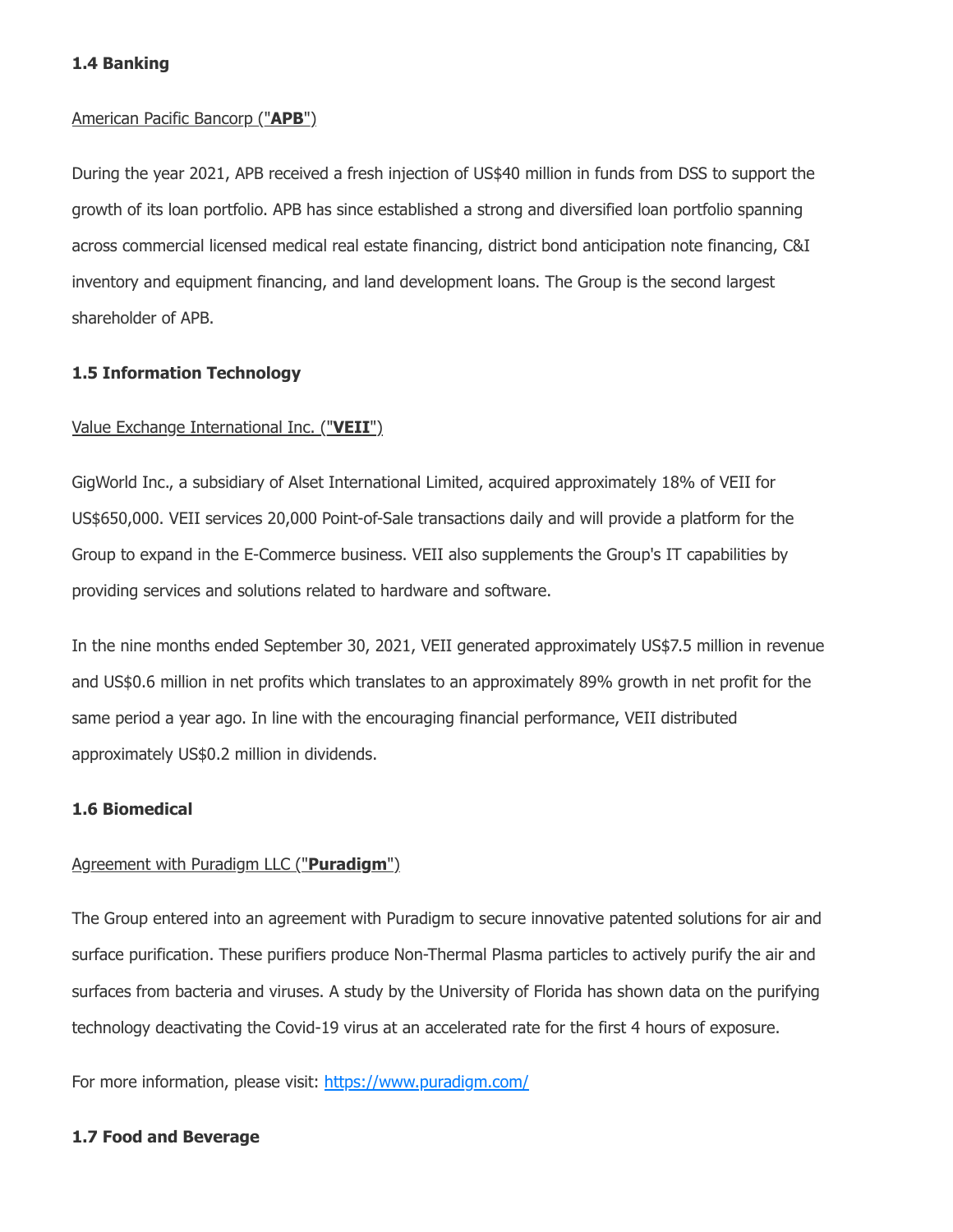**1.4 Banking**

American Pacific Bancorp ("**APB**")

During the year 2021, APB received a fresh injection of US$40 million in funds from DSS to support the growth of its loan portfolio. APB has since established a strong and diversified loan portfolio spanning across commercial licensed medical real estate financing, district bond anticipation note financing, C&I inventory and equipment financing, and land development loans. The Group is the second largest shareholder of APB.

**1.5 Information Technology**

Value Exchange International Inc. ("**VEII**")

GigWorld Inc., a subsidiary of Alset International Limited, acquired approximately 18% of VEII for US$650,000. VEII services 20,000 Point-of-Sale transactions daily and will provide a platform for the Group to expand in the E-Commerce business. VEII also supplements the Group's IT capabilities by providing services and solutions related to hardware and software.

In the nine months ended September 30, 2021, VEII generated approximately US$7.5 million in revenue and US$0.6 million in net profits which translates to an approximately 89% growth in net profit for the same period a year ago. In line with the encouraging financial performance, VEII distributed approximately US$0.2 million in dividends.

**1.6 Biomedical**

Agreement with Puradigm LLC ("**Puradigm**")

The Group entered into an agreement with Puradigm to secure innovative patented solutions for air and surface purification. These purifiers produce Non-Thermal Plasma particles to actively purify the air and surfaces from bacteria and viruses. A study by the University of Florida has shown data on the purifying technology deactivating the Covid-19 virus at an accelerated rate for the first 4 hours of exposure.

For more information, please visit: [https://www.puradigm.com/](https://www.puradigm.com/)

**1.7 Food and Beverage**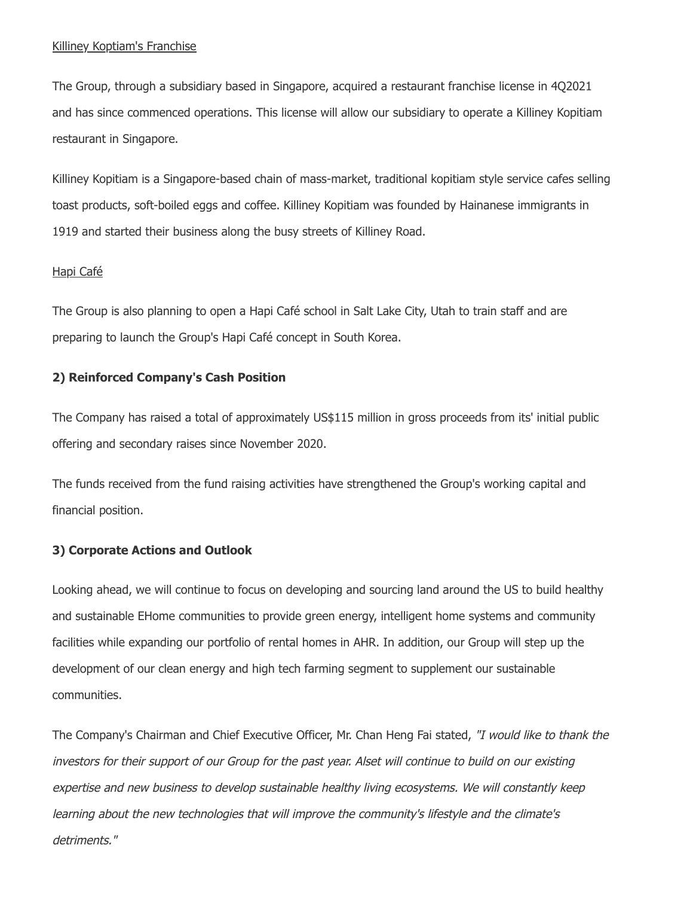<u>Killiney Koptiam's Franchise</u>

The Group, through a subsidiary based in Singapore, acquired a restaurant franchise license in 4Q2021 and has since commenced operations. This license will allow our subsidiary to operate a Killiney Kopitiam restaurant in Singapore.

Killiney Kopitiam is a Singapore-based chain of mass-market, traditional kopitiam style service cafes selling toast products, soft-boiled eggs and coffee. Killiney Kopitiam was founded by Hainanese immigrants in 1919 and started their business along the busy streets of Killiney Road.

<u>Hapi Café</u>

The Group is also planning to open a Hapi Café school in Salt Lake City, Utah to train staff and are preparing to launch the Group's Hapi Café concept in South Korea.

**2) Reinforced Company's Cash Position**

The Company has raised a total of approximately US$115 million in gross proceeds from its' initial public offering and secondary raises since November 2020.

The funds received from the fund raising activities have strengthened the Group's working capital and financial position.

**3) Corporate Actions and Outlook**

Looking ahead, we will continue to focus on developing and sourcing land around the US to build healthy and sustainable EHome communities to provide green energy, intelligent home systems and community facilities while expanding our portfolio of rental homes in AHR. In addition, our Group will step up the development of our clean energy and high tech farming segment to supplement our sustainable communities.

The Company's Chairman and Chief Executive Officer, Mr. Chan Heng Fai stated, *"I would like to thank the investors for their support of our Group for the past year. Alset will continue to build on our existing expertise and new business to develop sustainable healthy living ecosystems. We will constantly keep learning about the new technologies that will improve the community's lifestyle and the climate's detriments."*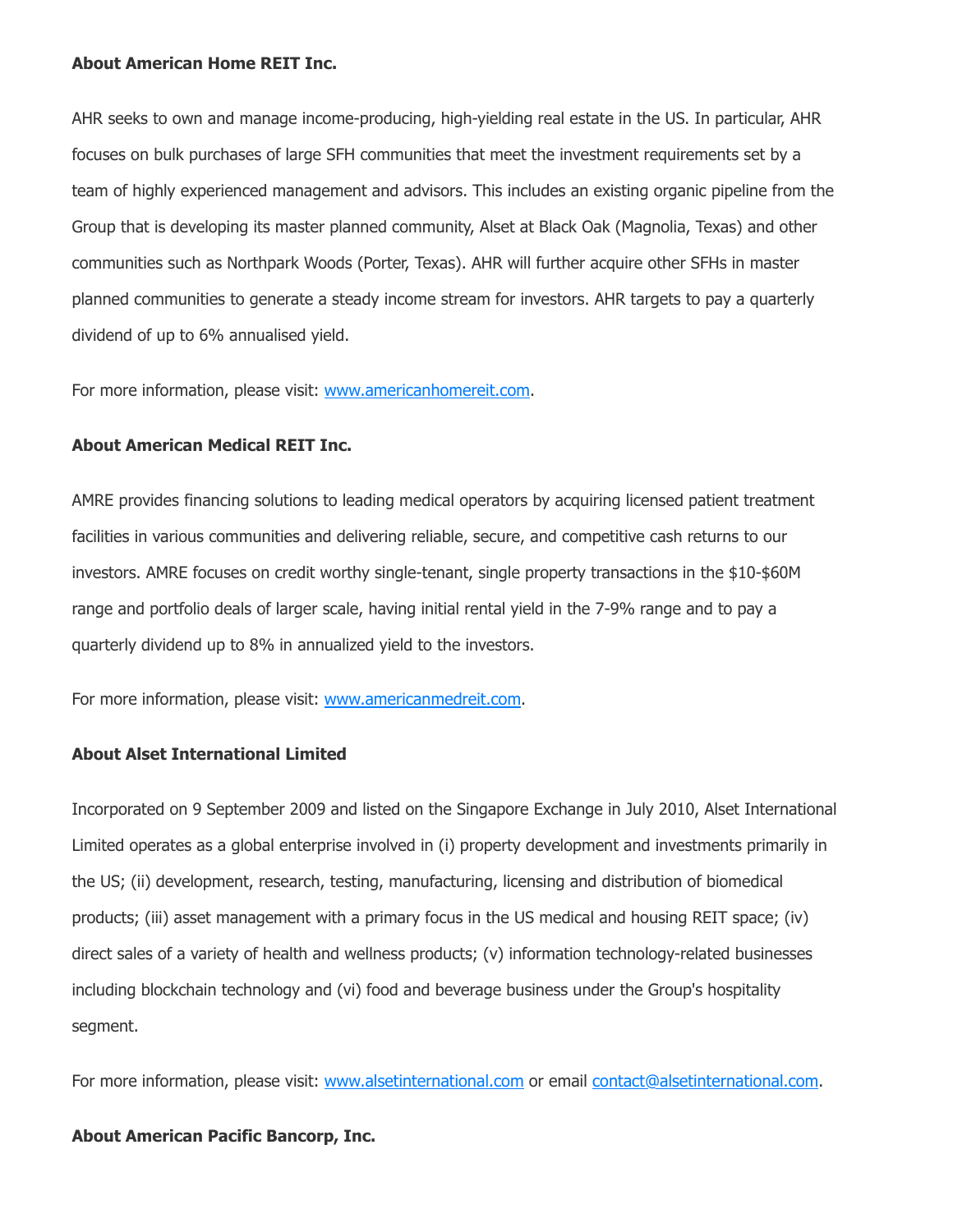**About American Home REIT Inc.**

AHR seeks to own and manage income-producing, high-yielding real estate in the US. In particular, AHR focuses on bulk purchases of large SFH communities that meet the investment requirements set by a team of highly experienced management and advisors. This includes an existing organic pipeline from the Group that is developing its master planned community, Alset at Black Oak (Magnolia, Texas) and other communities such as Northpark Woods (Porter, Texas). AHR will further acquire other SFHs in master planned communities to generate a steady income stream for investors. AHR targets to pay a quarterly dividend of up to 6% annualised yield.

For more information, please visit: [www.americanhomereit.com](http://www.americanhomereit.com).

**About American Medical REIT Inc.**

AMRE provides financing solutions to leading medical operators by acquiring licensed patient treatment facilities in various communities and delivering reliable, secure, and competitive cash returns to our investors. AMRE focuses on credit worthy single-tenant, single property transactions in the $10-$60M range and portfolio deals of larger scale, having initial rental yield in the 7-9% range and to pay a quarterly dividend up to 8% in annualized yield to the investors.

For more information, please visit: [www.americanmedreit.com](http://www.americanmedreit.com).

**About Alset International Limited**

Incorporated on 9 September 2009 and listed on the Singapore Exchange in July 2010, Alset International Limited operates as a global enterprise involved in (i) property development and investments primarily in the US; (ii) development, research, testing, manufacturing, licensing and distribution of biomedical products; (iii) asset management with a primary focus in the US medical and housing REIT space; (iv) direct sales of a variety of health and wellness products; (v) information technology-related businesses including blockchain technology and (vi) food and beverage business under the Group's hospitality segment.

For more information, please visit: [www.alsetinternational.com](http://www.alsetinternational.com) or email [contact@alsetinternational.com](mailto:contact@alsetinternational.com).

**About American Pacific Bancorp, Inc.**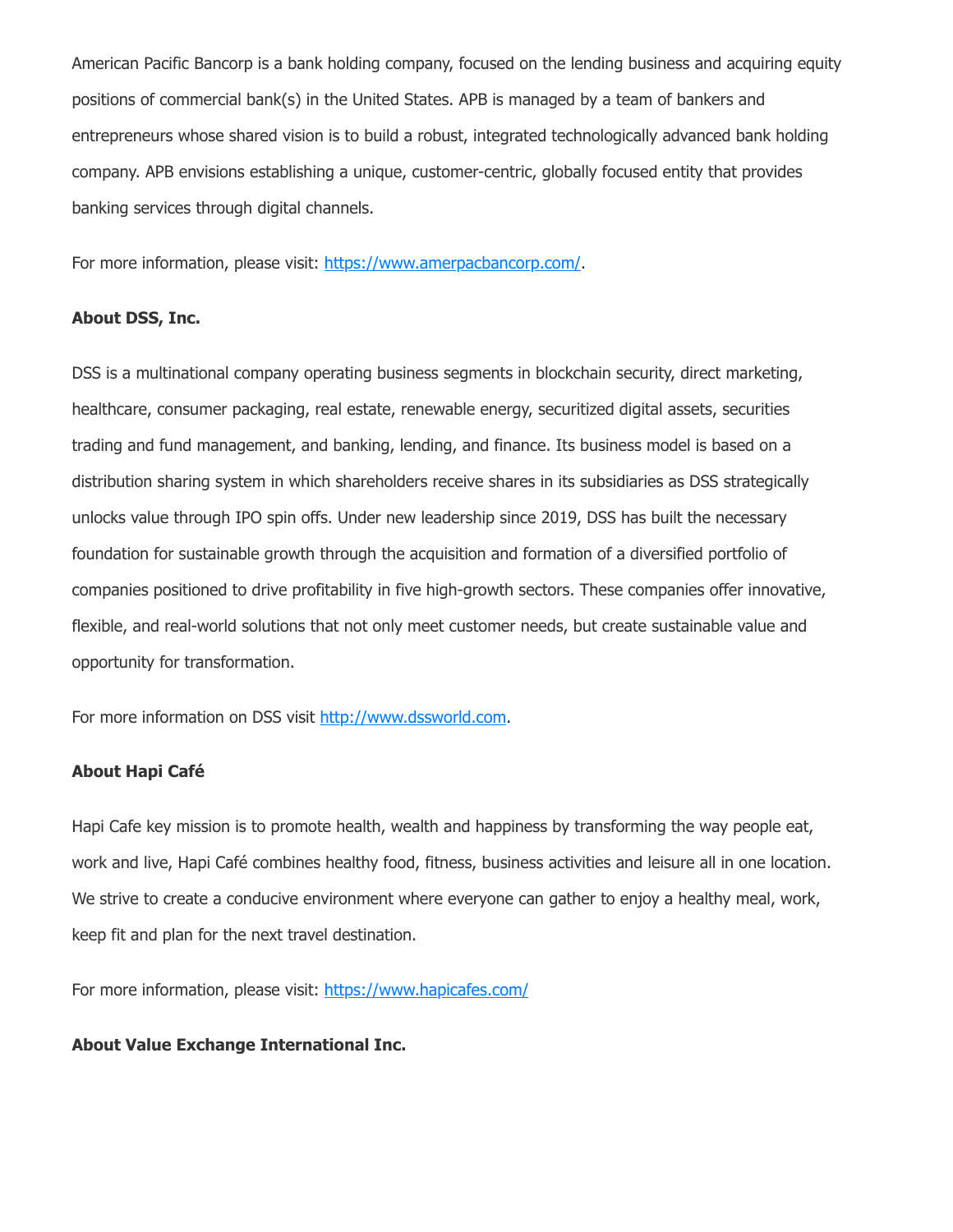American Pacific Bancorp is a bank holding company, focused on the lending business and acquiring equity positions of commercial bank(s) in the United States. APB is managed by a team of bankers and entrepreneurs whose shared vision is to build a robust, integrated technologically advanced bank holding company. APB envisions establishing a unique, customer-centric, globally focused entity that provides banking services through digital channels.

For more information, please visit: [https://www.amerpacbancorp.com/](https://www.amerpacbancorp.com/).

**About DSS, Inc.**

DSS is a multinational company operating business segments in blockchain security, direct marketing, healthcare, consumer packaging, real estate, renewable energy, securitized digital assets, securities trading and fund management, and banking, lending, and finance. Its business model is based on a distribution sharing system in which shareholders receive shares in its subsidiaries as DSS strategically unlocks value through IPO spin offs. Under new leadership since 2019, DSS has built the necessary foundation for sustainable growth through the acquisition and formation of a diversified portfolio of companies positioned to drive profitability in five high-growth sectors. These companies offer innovative, flexible, and real-world solutions that not only meet customer needs, but create sustainable value and opportunity for transformation.

For more information on DSS visit [http://www.dssworld.com](http://www.dssworld.com).

**About Hapi Café**

Hapi Cafe key mission is to promote health, wealth and happiness by transforming the way people eat, work and live, Hapi Café combines healthy food, fitness, business activities and leisure all in one location. We strive to create a conducive environment where everyone can gather to enjoy a healthy meal, work, keep fit and plan for the next travel destination.

For more information, please visit: [https://www.hapicafes.com/](https://www.hapicafes.com/)

**About Value Exchange International Inc.**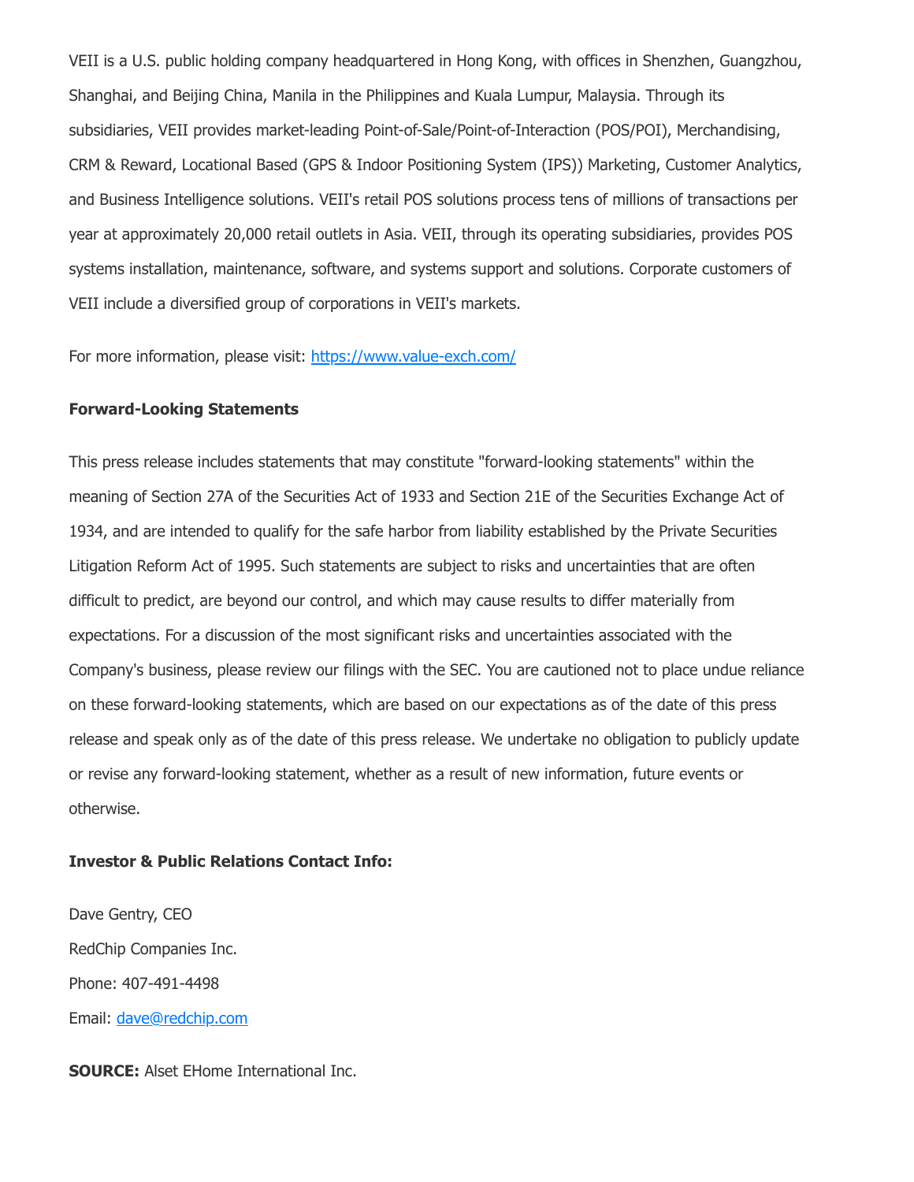VEII is a U.S. public holding company headquartered in Hong Kong, with offices in Shenzhen, Guangzhou, Shanghai, and Beijing China, Manila in the Philippines and Kuala Lumpur, Malaysia. Through its subsidiaries, VEII provides market-leading Point-of-Sale/Point-of-Interaction (POS/POI), Merchandising, CRM & Reward, Locational Based (GPS & Indoor Positioning System (IPS)) Marketing, Customer Analytics, and Business Intelligence solutions. VEII's retail POS solutions process tens of millions of transactions per year at approximately 20,000 retail outlets in Asia. VEII, through its operating subsidiaries, provides POS systems installation, maintenance, software, and systems support and solutions. Corporate customers of VEII include a diversified group of corporations in VEII's markets.

For more information, please visit: [https://www.value-exch.com/](https://www.value-exch.com/)

**Forward-Looking Statements**

This press release includes statements that may constitute "forward-looking statements" within the meaning of Section 27A of the Securities Act of 1933 and Section 21E of the Securities Exchange Act of 1934, and are intended to qualify for the safe harbor from liability established by the Private Securities Litigation Reform Act of 1995. Such statements are subject to risks and uncertainties that are often difficult to predict, are beyond our control, and which may cause results to differ materially from expectations. For a discussion of the most significant risks and uncertainties associated with the Company's business, please review our filings with the SEC. You are cautioned not to place undue reliance on these forward-looking statements, which are based on our expectations as of the date of this press release and speak only as of the date of this press release. We undertake no obligation to publicly update or revise any forward-looking statement, whether as a result of new information, future events or otherwise.

**Investor & Public Relations Contact Info:**

Dave Gentry, CEO

RedChip Companies Inc.

Phone: 407-491-4498

Email: [dave@redchip.com](mailto:dave@redchip.com)

**SOURCE:** Alset EHome International Inc.